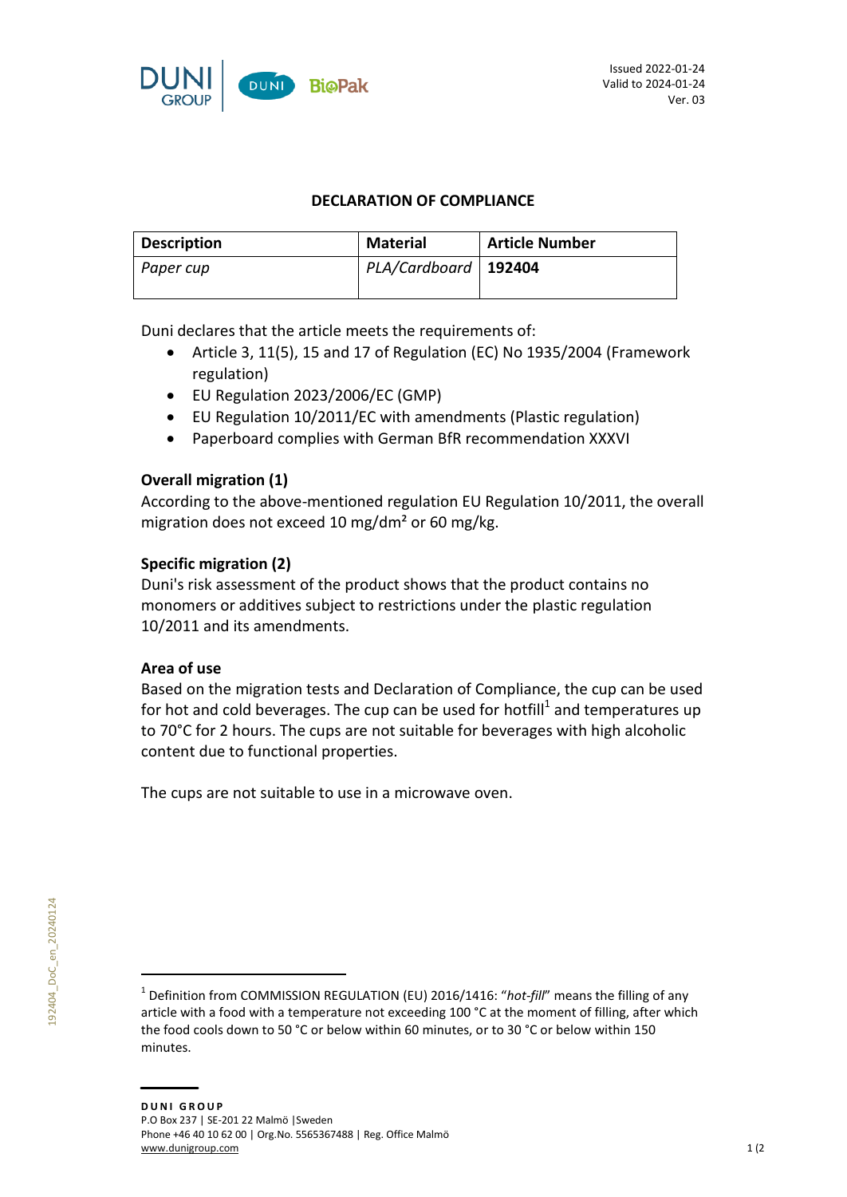Issued 2022-01-24
Valid to 2024-01-24
Ver. 03

## DECLARATION OF COMPLIANCE

| Description | Material | Article Number |
|---|---|---|
| *Paper cup* | *PLA/Cardboard* | **192404** |

Duni declares that the article meets the requirements of:

- Article 3, 11(5), 15 and 17 of Regulation (EC) No 1935/2004 (Framework regulation)
- EU Regulation 2023/2006/EC (GMP)
- EU Regulation 10/2011/EC with amendments (Plastic regulation)
- Paperboard complies with German BfR recommendation XXXVI

### Overall migration (1)

According to the above-mentioned regulation EU Regulation 10/2011, the overall migration does not exceed 10 mg/dm² or 60 mg/kg.

### Specific migration (2)

Duni's risk assessment of the product shows that the product contains no monomers or additives subject to restrictions under the plastic regulation 10/2011 and its amendments.

### Area of use

Based on the migration tests and Declaration of Compliance, the cup can be used for hot and cold beverages. The cup can be used for hotfill[1] and temperatures up to 70°C for 2 hours. The cups are not suitable for beverages with high alcoholic content due to functional properties.

The cups are not suitable to use in a microwave oven.

[1] Definition from COMMISSION REGULATION (EU) 2016/1416: "*hot-fill*" means the filling of any article with a food with a temperature not exceeding 100 °C at the moment of filling, after which the food cools down to 50 °C or below within 60 minutes, or to 30 °C or below within 150 minutes.

**DUNI GROUP**
P.O Box 237 | SE-201 22 Malmö |Sweden
Phone +46 40 10 62 00 | Org.No. 5565367488 | Reg. Office Malmö
www.dunigroup.com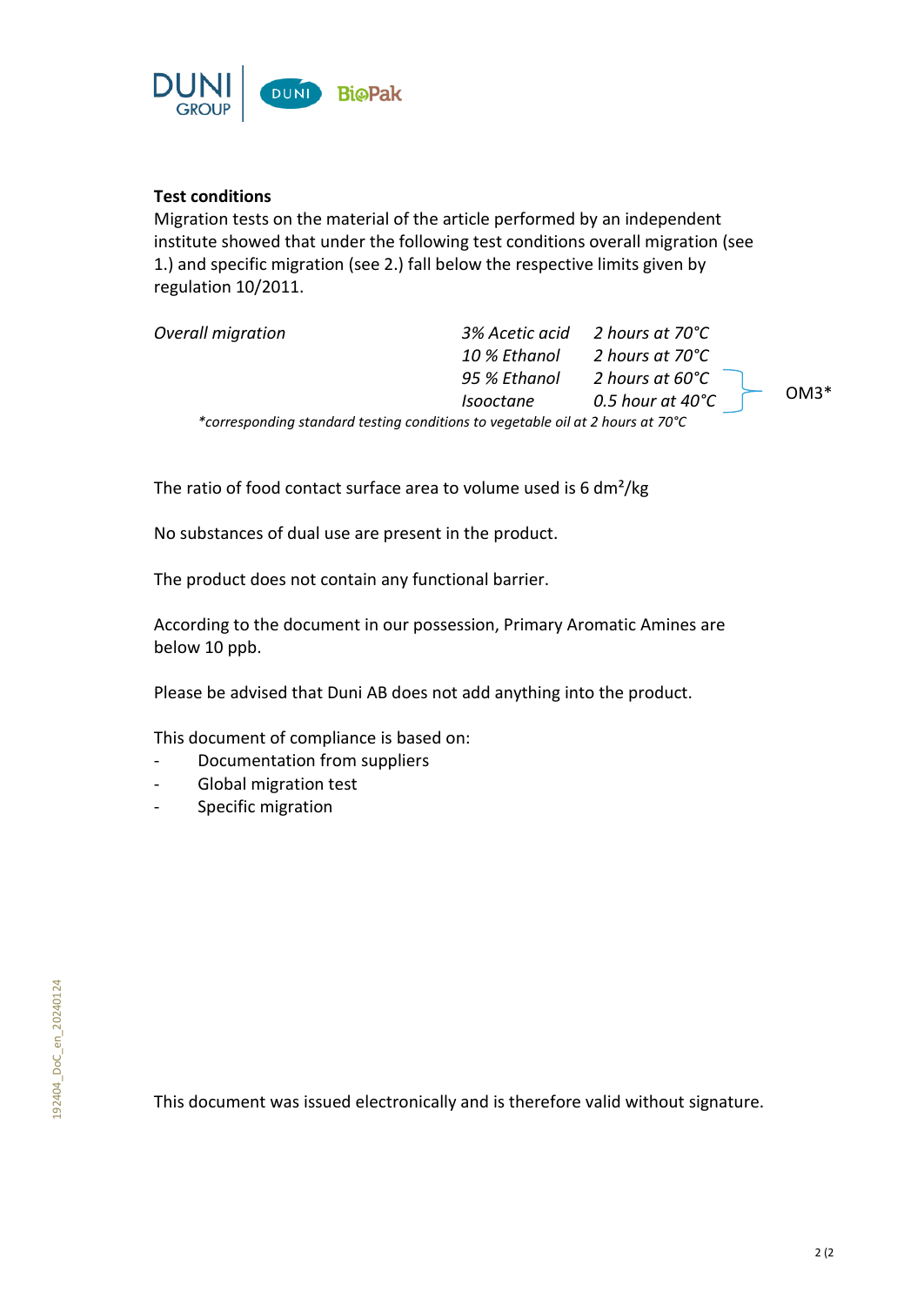**Test conditions**

Migration tests on the material of the article performed by an independent institute showed that under the following test conditions overall migration (see 1.) and specific migration (see 2.) fall below the respective limits given by regulation 10/2011.

| | | | |
|---|---|---|---|
| *Overall migration* | *3% Acetic acid* | *2 hours at 70°C* | |
| | *10 % Ethanol* | *2 hours at 70°C* | |
| | *95 % Ethanol* | *2 hours at 60°C* | OM3* |
| | *Isooctane* | *0.5 hour at 40°C* | OM3* |

*\*corresponding standard testing conditions to vegetable oil at 2 hours at 70°C*

The ratio of food contact surface area to volume used is 6 dm²/kg

No substances of dual use are present in the product.

The product does not contain any functional barrier.

According to the document in our possession, Primary Aromatic Amines are below 10 ppb.

Please be advised that Duni AB does not add anything into the product.

This document of compliance is based on:

- Documentation from suppliers
- Global migration test
- Specific migration

This document was issued electronically and is therefore valid without signature.